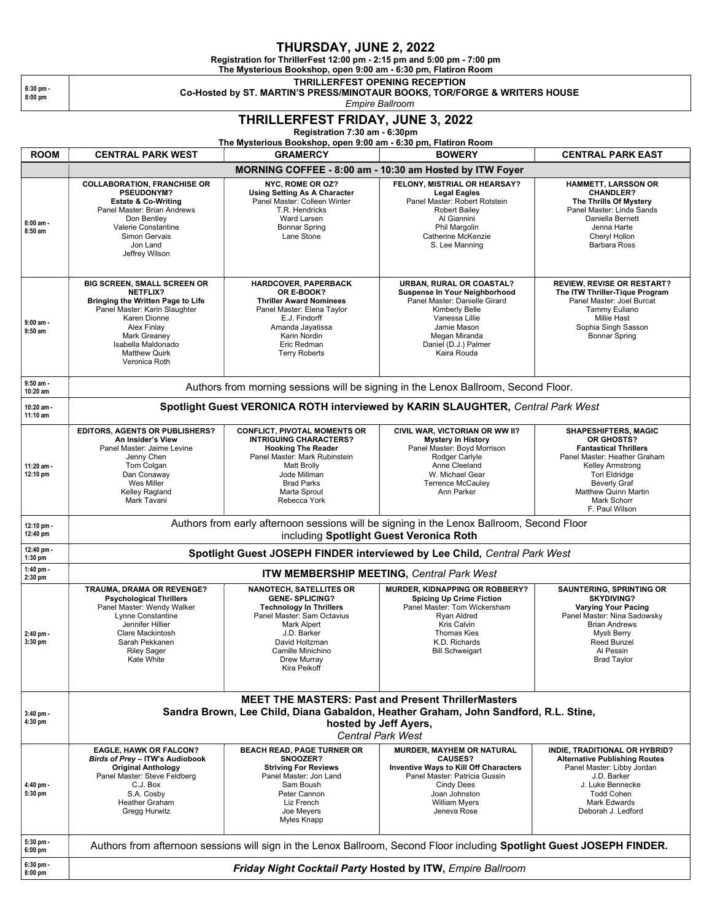# THURSDAY, JUNE 2, 2022

**Registration for ThrillerFest 12:00 pm - 2:15 pm and 5:00 pm - 7:00 pm**
**The Mysterious Bookshop, open 9:00 am - 6:30 pm, Flatiron Room**

| | |
|---|---|
| 6:30 pm - 8:00 pm | **THRILLERFEST OPENING RECEPTION** **Co-Hosted by ST. MARTIN'S PRESS/MINOTAUR BOOKS, TOR/FORGE & WRITERS HOUSE** *Empire Ballroom* |

# THRILLERFEST FRIDAY, JUNE 3, 2022

**Registration 7:30 am - 6:30pm**
**The Mysterious Bookshop, open 9:00 am - 6:30 pm, Flatiron Room**

| ROOM | CENTRAL PARK WEST | GRAMERCY | BOWERY | CENTRAL PARK EAST |
|---|---|---|---|---|
| | **MORNING COFFEE - 8:00 am - 10:30 am Hosted by ITW Foyer** | | | |
| 8:00 am - 8:50 am | **COLLABORATION, FRANCHISE OR PSEUDONYM?** **Estate & Co-Writing** Panel Master: Brian Andrews Don Bentley Valerie Constantine Simon Gervais Jon Land Jeffrey Wilson | **NYC, ROME OR OZ?** **Using Setting As A Character** Panel Master: Colleen Winter T.R. Hendricks Ward Larsen Bonnar Spring Lane Stone | **FELONY, MISTRIAL OR HEARSAY?** **Legal Eagles** Panel Master: Robert Rotstein Robert Bailey Al Giannini Phil Margolin Catherine McKenzie S. Lee Manning | **HAMMETT, LARSSON OR CHANDLER?** **The Thrills Of Mystery** Panel Master: Linda Sands Daniella Bernett Jenna Harte Cheryl Hollon Barbara Ross |
| 9:00 am - 9:50 am | **BIG SCREEN, SMALL SCREEN OR NETFLIX?** **Bringing the Written Page to Life** Panel Master: Karin Slaughter Karen Dionne Alex Finlay Mark Greaney Isabella Maldonado Matthew Quirk Veronica Roth | **HARDCOVER, PAPERBACK OR E-BOOK?** **Thriller Award Nominees** Panel Master: Elena Taylor E.J. Findorff Amanda Jayatissa Karin Nordin Eric Redman Terry Roberts | **URBAN, RURAL OR COASTAL?** **Suspense In Your Neighborhood** Panel Master: Danielle Girard Kimberly Belle Vanessa Lillie Jamie Mason Megan Miranda Daniel (D.J.) Palmer Kaira Rouda | **REVIEW, REVISE OR RESTART?** **The ITW Thriller-Tique Program** Panel Master: Joel Burcat Tammy Euliano Millie Hast Sophia Singh Sasson Bonnar Spring |
| 9:50 am - 10:20 am | Authors from morning sessions will be signing in the Lenox Ballroom, Second Floor. | | | |
| 10:20 am - 11:10 am | **Spotlight Guest VERONICA ROTH interviewed by KARIN SLAUGHTER,** *Central Park West* | | | |
| 11:20 am - 12:10 pm | **EDITORS, AGENTS OR PUBLISHERS?** **An Insider's View** Panel Master: Jaime Levine Jenny Chen Tom Colgan Dan Conaway Wes Miller Kelley Ragland Mark Tavani | **CONFLICT, PIVOTAL MOMENTS OR INTRIGUING CHARACTERS?** **Hooking The Reader** Panel Master: Mark Rubinstein Matt Brolly Jode Millman Brad Parks Marta Sprout Rebecca York | **CIVIL WAR, VICTORIAN OR WW II?** **Mystery In History** Panel Master: Boyd Morrison Rodger Carlyle Anne Cleeland W. Michael Gear Terrence McCauley Ann Parker | **SHAPESHIFTERS, MAGIC OR GHOSTS?** **Fantastical Thrillers** Panel Master: Heather Graham Kelley Armstrong Tori Eldridge Beverly Graf Matthew Quinn Martin Mark Schorr F. Paul Wilson |
| 12:10 pm - 12:40 pm | Authors from early afternoon sessions will be signing in the Lenox Ballroom, Second Floor including **Spotlight Guest Veronica Roth** | | | |
| 12:40 pm - 1:30 pm | **Spotlight Guest JOSEPH FINDER interviewed by Lee Child,** *Central Park West* | | | |
| 1:40 pm - 2:30 pm | **ITW MEMBERSHIP MEETING,** *Central Park West* | | | |
| 2:40 pm - 3:30 pm | **TRAUMA, DRAMA OR REVENGE?** **Psychological Thrillers** Panel Master: Wendy Walker Lynne Constantine Jennifer Hillier Clare Mackintosh Sarah Pekkanen Riley Sager Kate White | **NANOTECH, SATELLITES OR GENE- SPLICING?** **Technology In Thrillers** Panel Master: Sam Octavius Mark Alpert J.D. Barker David Holtzman Camille Minichino Drew Murray Kira Peikoff | **MURDER, KIDNAPPING OR ROBBERY?** **Spicing Up Crime Fiction** Panel Master: Tom Wickersham Ryan Aldred Kris Calvin Thomas Kies K.D. Richards Bill Schweigart | **SAUNTERING, SPRINTING OR SKYDIVING?** **Varying Your Pacing** Panel Master: Nina Sadowsky Brian Andrews Mysti Berry Reed Bunzel Al Pessin Brad Taylor |
| 3:40 pm - 4:30 pm | **MEET THE MASTERS: Past and Present ThrillerMasters** **Sandra Brown, Lee Child, Diana Gabaldon, Heather Graham, John Sandford, R.L. Stine,** **hosted by Jeff Ayers,** *Central Park West* | | | |
| 4:40 pm - 5:30 pm | **EAGLE, HAWK OR FALCON?** ***Birds of Prey* – ITW's Audiobook Original Anthology** Panel Master: Steve Feldberg C.J. Box S.A. Cosby Heather Graham Gregg Hurwitz | **BEACH READ, PAGE TURNER OR SNOOZER?** **Striving For Reviews** Panel Master: Jon Land Sam Boush Peter Cannon Liz French Joe Meyers Myles Knapp | **MURDER, MAYHEM OR NATURAL CAUSES?** **Inventive Ways to Kill Off Characters** Panel Master: Patricia Gussin Cindy Dees Joan Johnston William Myers Jeneva Rose | **INDIE, TRADITIONAL OR HYBRID?** **Alternative Publishing Routes** Panel Master: Libby Jordan J.D. Barker J. Luke Bennecke Todd Cohen Mark Edwards Deborah J. Ledford |
| 5:30 pm - 6:00 pm | Authors from afternoon sessions will sign in the Lenox Ballroom, Second Floor including **Spotlight Guest JOSEPH FINDER.** | | | |
| 6:30 pm - 8:00 pm | ***Friday Night Cocktail Party* Hosted by ITW,** *Empire Ballroom* | | | |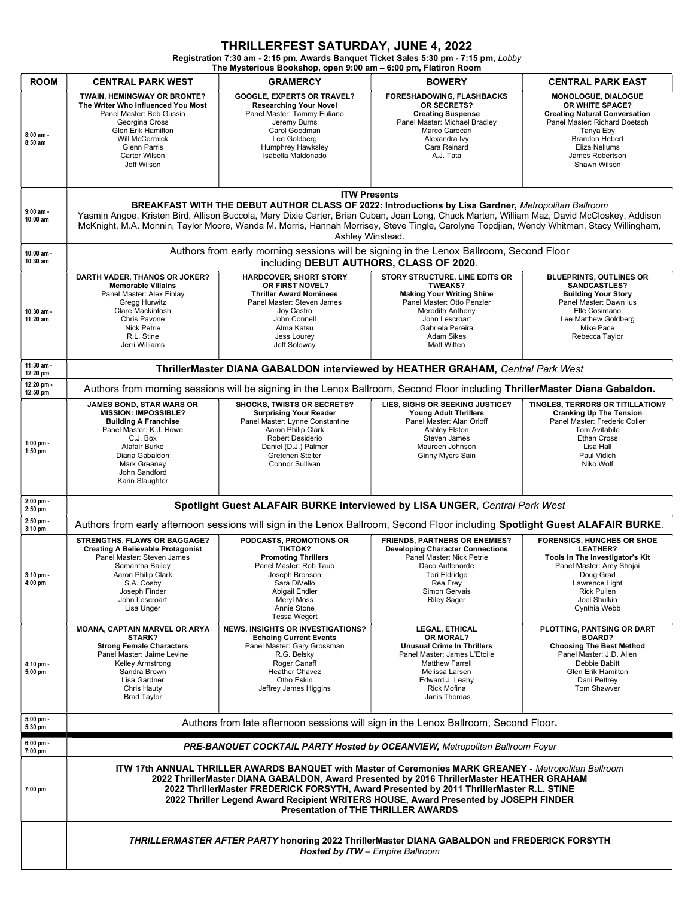# THRILLERFEST SATURDAY, JUNE 4, 2022

**Registration 7:30 am - 2:15 pm, Awards Banquet Ticket Sales 5:30 pm - 7:15 pm**, *Lobby*
**The Mysterious Bookshop, open 9:00 am – 6:00 pm, Flatiron Room**

| ROOM | CENTRAL PARK WEST | GRAMERCY | BOWERY | CENTRAL PARK EAST |
|---|---|---|---|---|
| 8:00 am - 8:50 am | **TWAIN, HEMINGWAY OR BRONTE?** **The Writer Who Influenced You Most** Panel Master: Bob Gussin; Georgina Cross; Glen Erik Hamilton; Will McCormick; Glenn Parris; Carter Wilson; Jeff Wilson | **GOOGLE, EXPERTS OR TRAVEL?** **Researching Your Novel** Panel Master: Tammy Euliano; Jeremy Burns; Carol Goodman; Lee Goldberg; Humphrey Hawksley; Isabella Maldonado | **FORESHADOWING, FLASHBACKS OR SECRETS?** **Creating Suspense** Panel Master: Michael Bradley; Marco Carocari; Alexandra Ivy; Cara Reinard; A.J. Tata | **MONOLOGUE, DIALOGUE OR WHITE SPACE?** **Creating Natural Conversation** Panel Master: Richard Doetsch; Tanya Eby; Brandon Hebert; Eliza Nellums; James Robertson; Shawn Wilson |
| 9:00 am - 10:00 am | **ITW Presents** **BREAKFAST WITH THE DEBUT AUTHOR CLASS OF 2022: Introductions by Lisa Gardner,** *Metropolitan Ballroom* Yasmin Angoe, Kristen Bird, Allison Buccola, Mary Dixie Carter, Brian Cuban, Joan Long, Chuck Marten, William Maz, David McCloskey, Addison McKnight, M.A. Monnin, Taylor Moore, Wanda M. Morris, Hannah Morrisey, Steve Tingle, Carolyne Topdjian, Wendy Whitman, Stacy Willingham, Ashley Winstead. | | | |
| 10:00 am - 10:30 am | Authors from early morning sessions will be signing in the Lenox Ballroom, Second Floor including **DEBUT AUTHORS, CLASS OF 2020**. | | | |
| 10:30 am - 11:20 am | **DARTH VADER, THANOS OR JOKER?** **Memorable Villains** Panel Master: Alex Finlay; Gregg Hurwitz; Clare Mackintosh; Chris Pavone; Nick Petrie; R.L. Stine; Jerri Williams | **HARDCOVER, SHORT STORY OR FIRST NOVEL?** **Thriller Award Nominees** Panel Master: Steven James; Joy Castro; John Connell; Alma Katsu; Jess Lourey; Jeff Soloway | **STORY STRUCTURE, LINE EDITS OR TWEAKS?** **Making Your Writing Shine** Panel Master: Otto Penzler; Meredith Anthony; John Lescroart; Gabriela Pereira; Adam Sikes; Matt Witten | **BLUEPRINTS, OUTLINES OR SANDCASTLES?** **Building Your Story** Panel Master: Dawn Ius; Elle Cosimano; Lee Matthew Goldberg; Mike Pace; Rebecca Taylor |
| 11:30 am - 12:20 pm | **ThrillerMaster DIANA GABALDON interviewed by HEATHER GRAHAM,** *Central Park West* | | | |
| 12:20 pm - 12:50 pm | Authors from morning sessions will be signing in the Lenox Ballroom, Second Floor including **ThrillerMaster Diana Gabaldon.** | | | |
| 1:00 pm - 1:50 pm | **JAMES BOND, STAR WARS OR MISSION: IMPOSSIBLE?** **Building A Franchise** Panel Master: K.J. Howe; C.J. Box; Alafair Burke; Diana Gabaldon; Mark Greaney; John Sandford; Karin Slaughter | **SHOCKS, TWISTS OR SECRETS?** **Surprising Your Reader** Panel Master: Lynne Constantine; Aaron Philip Clark; Robert Desiderio; Daniel (D.J.) Palmer; Gretchen Stelter; Connor Sullivan | **LIES, SIGHS OR SEEKING JUSTICE?** **Young Adult Thrillers** Panel Master: Alan Orloff; Ashley Elston; Steven James; Maureen Johnson; Ginny Myers Sain | **TINGLES, TERRORS OR TITILLATION?** **Cranking Up The Tension** Panel Master: Frederic Colier; Tom Avitabile; Ethan Cross; Lisa Hall; Paul Vidich; Niko Wolf |
| 2:00 pm - 2:50 pm | **Spotlight Guest ALAFAIR BURKE interviewed by LISA UNGER,** *Central Park West* | | | |
| 2:50 pm - 3:10 pm | Authors from early afternoon sessions will sign in the Lenox Ballroom, Second Floor including **Spotlight Guest ALAFAIR BURKE**. | | | |
| 3:10 pm - 4:00 pm | **STRENGTHS, FLAWS OR BAGGAGE?** **Creating A Believable Protagonist** Panel Master: Steven James; Samantha Bailey; Aaron Philip Clark; S.A. Cosby; Joseph Finder; John Lescroart; Lisa Unger | **PODCASTS, PROMOTIONS OR TIKTOK?** **Promoting Thrillers** Panel Master: Rob Taub; Joseph Bronson; Sara DiVello; Abigail Endler; Meryl Moss; Annie Stone; Tessa Wegert | **FRIENDS, PARTNERS OR ENEMIES?** **Developing Character Connections** Panel Master: Nick Petrie; Daco Auffenorde; Tori Eldridge; Rea Frey; Simon Gervais; Riley Sager | **FORENSICS, HUNCHES OR SHOE LEATHER?** **Tools In The Investigator's Kit** Panel Master: Amy Shojai; Doug Grad; Lawrence Light; Rick Pullen; Joel Shulkin; Cynthia Webb |
| 4:10 pm - 5:00 pm | **MOANA, CAPTAIN MARVEL OR ARYA STARK?** **Strong Female Characters** Panel Master: Jaime Levine; Kelley Armstrong; Sandra Brown; Lisa Gardner; Chris Hauty; Brad Taylor | **NEWS, INSIGHTS OR INVESTIGATIONS?** **Echoing Current Events** Panel Master: Gary Grossman; R.G. Belsky; Roger Canaff; Heather Chavez; Otho Eskin; Jeffrey James Higgins | **LEGAL, ETHICAL OR MORAL?** **Unusual Crime In Thrillers** Panel Master: James L'Etoile; Matthew Farrell; Melissa Larsen; Edward J. Leahy; Rick Mofina; Janis Thomas | **PLOTTING, PANTSING OR DART BOARD?** **Choosing The Best Method** Panel Master: J.D. Allen; Debbie Babitt; Glen Erik Hamilton; Dani Pettrey; Tom Shawver |
| 5:00 pm - 5:30 pm | Authors from late afternoon sessions will sign in the Lenox Ballroom, Second Floor. | | | |
| 6:00 pm - 7:00 pm | ***PRE-BANQUET COCKTAIL PARTY Hosted by OCEANVIEW,*** *Metropolitan Ballroom Foyer* | | | |
| 7:00 pm | **ITW 17th ANNUAL THRILLER AWARDS BANQUET with Master of Ceremonies MARK GREANEY -** *Metropolitan Ballroom* **2022 ThrillerMaster DIANA GABALDON, Award Presented by 2016 ThrillerMaster HEATHER GRAHAM** **2022 ThrillerMaster FREDERICK FORSYTH, Award Presented by 2011 ThrillerMaster R.L. STINE** **2022 Thriller Legend Award Recipient WRITERS HOUSE, Award Presented by JOSEPH FINDER** **Presentation of THE THRILLER AWARDS** | | | |
| | ***THRILLERMASTER AFTER PARTY*** **honoring 2022 ThrillerMaster DIANA GABALDON and FREDERICK FORSYTH** ***Hosted by ITW*** *– Empire Ballroom* | | | |